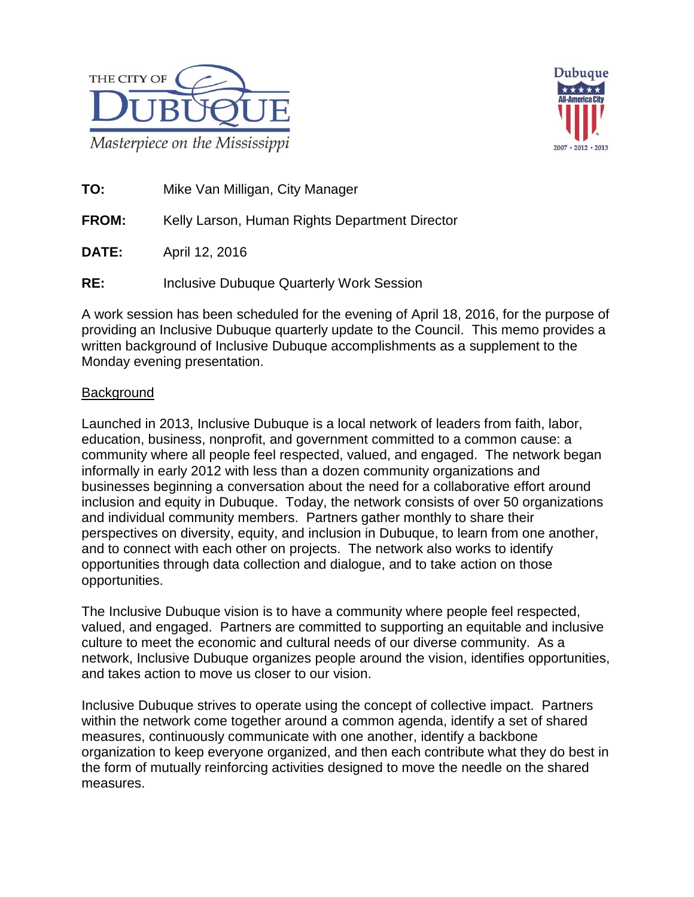**TO:** Mike Van Milligan, City Manager

**FROM:** Kelly Larson, Human Rights Department Director

**DATE:** April 12, 2016

**RE:** Inclusive Dubuque Quarterly Work Session

A work session has been scheduled for the evening of April 18, 2016, for the purpose of providing an Inclusive Dubuque quarterly update to the Council. This memo provides a written background of Inclusive Dubuque accomplishments as a supplement to the Monday evening presentation.

## Background

Launched in 2013, Inclusive Dubuque is a local network of leaders from faith, labor, education, business, nonprofit, and government committed to a common cause: a community where all people feel respected, valued, and engaged. The network began informally in early 2012 with less than a dozen community organizations and businesses beginning a conversation about the need for a collaborative effort around inclusion and equity in Dubuque. Today, the network consists of over 50 organizations and individual community members. Partners gather monthly to share their perspectives on diversity, equity, and inclusion in Dubuque, to learn from one another, and to connect with each other on projects. The network also works to identify opportunities through data collection and dialogue, and to take action on those opportunities.

The Inclusive Dubuque vision is to have a community where people feel respected, valued, and engaged. Partners are committed to supporting an equitable and inclusive culture to meet the economic and cultural needs of our diverse community. As a network, Inclusive Dubuque organizes people around the vision, identifies opportunities, and takes action to move us closer to our vision.

Inclusive Dubuque strives to operate using the concept of collective impact. Partners within the network come together around a common agenda, identify a set of shared measures, continuously communicate with one another, identify a backbone organization to keep everyone organized, and then each contribute what they do best in the form of mutually reinforcing activities designed to move the needle on the shared measures.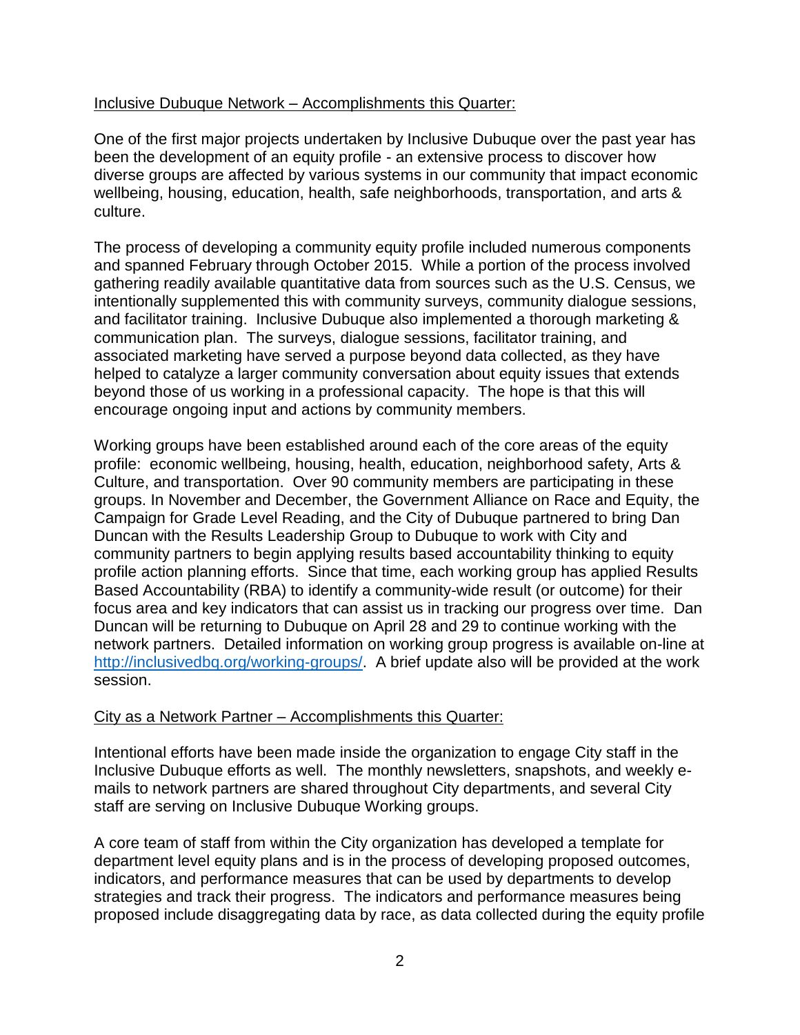<u>Inclusive Dubuque Network – Accomplishments this Quarter:</u>

One of the first major projects undertaken by Inclusive Dubuque over the past year has been the development of an equity profile - an extensive process to discover how diverse groups are affected by various systems in our community that impact economic wellbeing, housing, education, health, safe neighborhoods, transportation, and arts & culture.

The process of developing a community equity profile included numerous components and spanned February through October 2015. While a portion of the process involved gathering readily available quantitative data from sources such as the U.S. Census, we intentionally supplemented this with community surveys, community dialogue sessions, and facilitator training. Inclusive Dubuque also implemented a thorough marketing & communication plan. The surveys, dialogue sessions, facilitator training, and associated marketing have served a purpose beyond data collected, as they have helped to catalyze a larger community conversation about equity issues that extends beyond those of us working in a professional capacity. The hope is that this will encourage ongoing input and actions by community members.

Working groups have been established around each of the core areas of the equity profile: economic wellbeing, housing, health, education, neighborhood safety, Arts & Culture, and transportation. Over 90 community members are participating in these groups. In November and December, the Government Alliance on Race and Equity, the Campaign for Grade Level Reading, and the City of Dubuque partnered to bring Dan Duncan with the Results Leadership Group to Dubuque to work with City and community partners to begin applying results based accountability thinking to equity profile action planning efforts. Since that time, each working group has applied Results Based Accountability (RBA) to identify a community-wide result (or outcome) for their focus area and key indicators that can assist us in tracking our progress over time. Dan Duncan will be returning to Dubuque on April 28 and 29 to continue working with the network partners. Detailed information on working group progress is available on-line at http://inclusivedbq.org/working-groups/. A brief update also will be provided at the work session.

<u>City as a Network Partner – Accomplishments this Quarter:</u>

Intentional efforts have been made inside the organization to engage City staff in the Inclusive Dubuque efforts as well. The monthly newsletters, snapshots, and weekly e-mails to network partners are shared throughout City departments, and several City staff are serving on Inclusive Dubuque Working groups.

A core team of staff from within the City organization has developed a template for department level equity plans and is in the process of developing proposed outcomes, indicators, and performance measures that can be used by departments to develop strategies and track their progress. The indicators and performance measures being proposed include disaggregating data by race, as data collected during the equity profile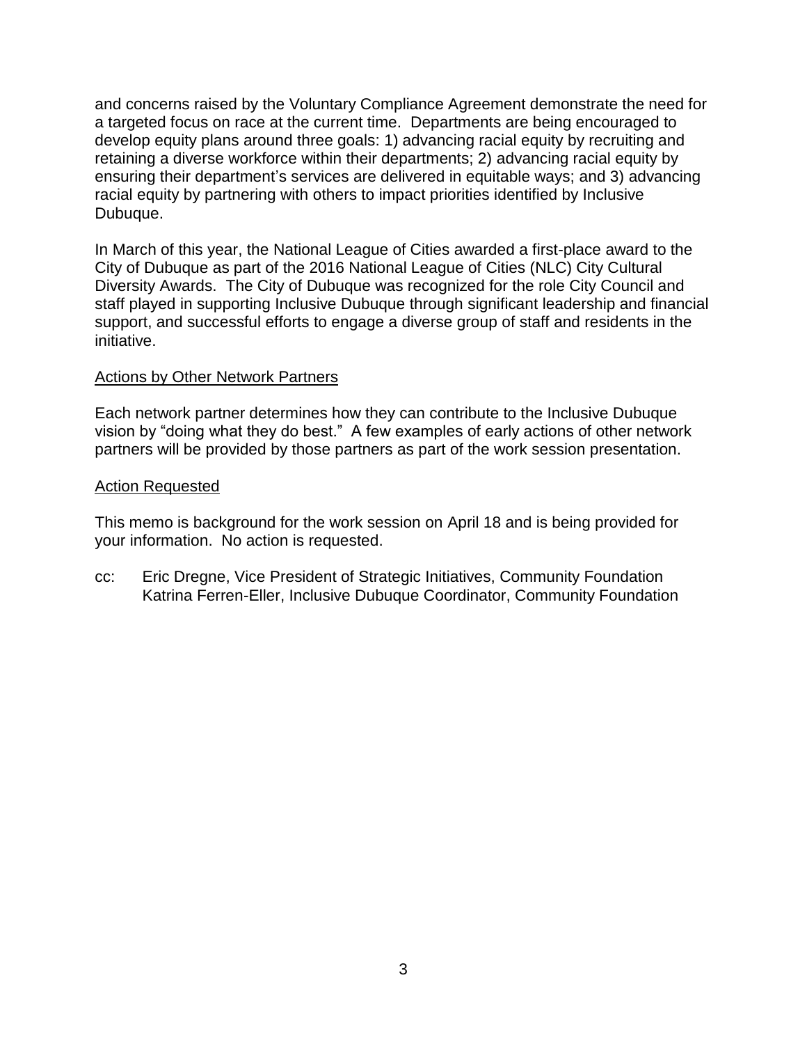and concerns raised by the Voluntary Compliance Agreement demonstrate the need for a targeted focus on race at the current time. Departments are being encouraged to develop equity plans around three goals: 1) advancing racial equity by recruiting and retaining a diverse workforce within their departments; 2) advancing racial equity by ensuring their department's services are delivered in equitable ways; and 3) advancing racial equity by partnering with others to impact priorities identified by Inclusive Dubuque.

In March of this year, the National League of Cities awarded a first-place award to the City of Dubuque as part of the 2016 National League of Cities (NLC) City Cultural Diversity Awards. The City of Dubuque was recognized for the role City Council and staff played in supporting Inclusive Dubuque through significant leadership and financial support, and successful efforts to engage a diverse group of staff and residents in the initiative.

<u>Actions by Other Network Partners</u>

Each network partner determines how they can contribute to the Inclusive Dubuque vision by "doing what they do best." A few examples of early actions of other network partners will be provided by those partners as part of the work session presentation.

<u>Action Requested</u>

This memo is background for the work session on April 18 and is being provided for your information. No action is requested.

cc: Eric Dregne, Vice President of Strategic Initiatives, Community Foundation
Katrina Ferren-Eller, Inclusive Dubuque Coordinator, Community Foundation